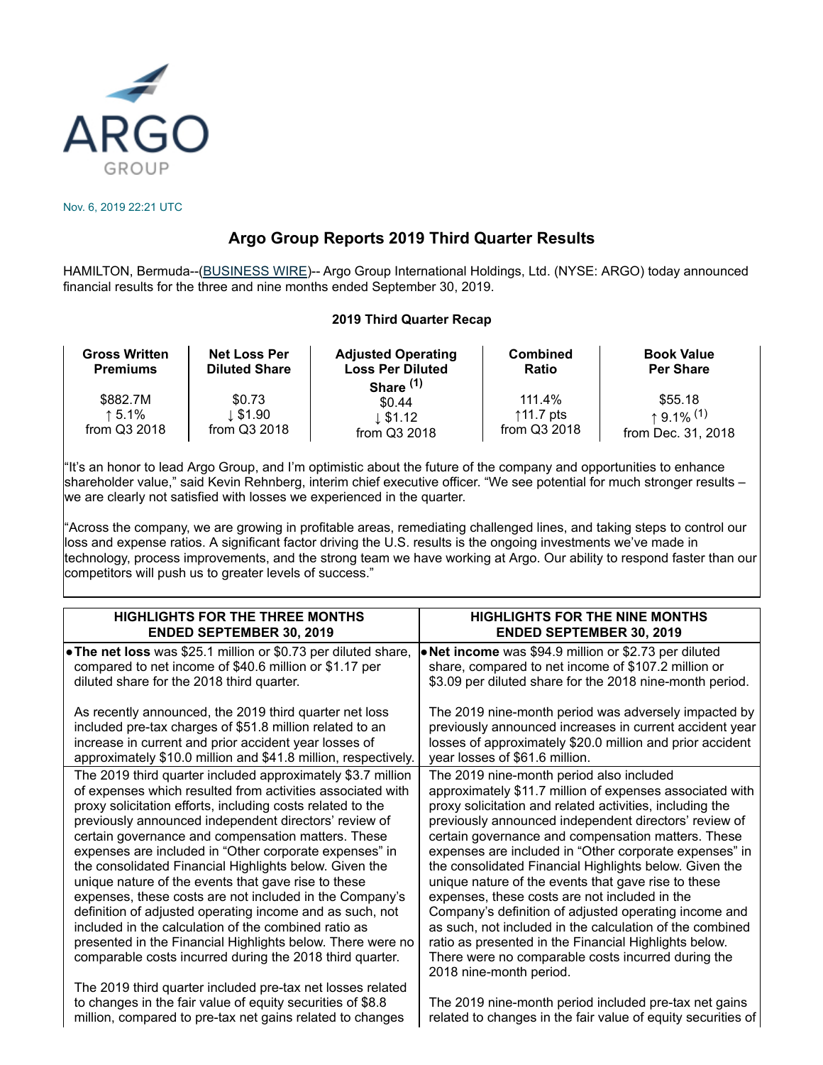Nov. 6, 2019 22:21 UTC

# Argo Group Reports 2019 Third Quarter Results

HAMILTON, Bermuda--(BUSINESS WIRE)-- Argo Group International Holdings, Ltd. (NYSE: ARGO) today announced financial results for the three and nine months ended September 30, 2019.

**2019 Third Quarter Recap**

| Gross Written Premiums | Net Loss Per Diluted Share | Adjusted Operating Loss Per Diluted Share (1) | Combined Ratio | Book Value Per Share |
|---|---|---|---|---|
| \$882.7M ↑ 5.1% from Q3 2018 | \$0.73 ↓ \$1.90 from Q3 2018 | \$0.44 ↓ \$1.12 from Q3 2018 | 111.4% ↑11.7 pts from Q3 2018 | \$55.18 ↑ 9.1% (1) from Dec. 31, 2018 |

"It's an honor to lead Argo Group, and I'm optimistic about the future of the company and opportunities to enhance shareholder value," said Kevin Rehnberg, interim chief executive officer. "We see potential for much stronger results – we are clearly not satisfied with losses we experienced in the quarter.

"Across the company, we are growing in profitable areas, remediating challenged lines, and taking steps to control our loss and expense ratios. A significant factor driving the U.S. results is the ongoing investments we've made in technology, process improvements, and the strong team we have working at Argo. Our ability to respond faster than our competitors will push us to greater levels of success."

| HIGHLIGHTS FOR THE THREE MONTHS ENDED SEPTEMBER 30, 2019 | HIGHLIGHTS FOR THE NINE MONTHS ENDED SEPTEMBER 30, 2019 |
|---|---|
| • **The net loss** was \$25.1 million or \$0.73 per diluted share, compared to net income of \$40.6 million or \$1.17 per diluted share for the 2018 third quarter.<br><br>As recently announced, the 2019 third quarter net loss included pre-tax charges of \$51.8 million related to an increase in current and prior accident year losses of approximately \$10.0 million and \$41.8 million, respectively. | • **Net income** was \$94.9 million or \$2.73 per diluted share, compared to net income of \$107.2 million or \$3.09 per diluted share for the 2018 nine-month period.<br><br>The 2019 nine-month period was adversely impacted by previously announced increases in current accident year losses of approximately \$20.0 million and prior accident year losses of \$61.6 million. |
| The 2019 third quarter included approximately \$3.7 million of expenses which resulted from activities associated with proxy solicitation efforts, including costs related to the previously announced independent directors' review of certain governance and compensation matters. These expenses are included in "Other corporate expenses" in the consolidated Financial Highlights below. Given the unique nature of the events that gave rise to these expenses, these costs are not included in the Company's definition of adjusted operating income and as such, not included in the calculation of the combined ratio as presented in the Financial Highlights below. There were no comparable costs incurred during the 2018 third quarter.<br><br>The 2019 third quarter included pre-tax net losses related to changes in the fair value of equity securities of \$8.8 million, compared to pre-tax net gains related to changes | The 2019 nine-month period also included approximately \$11.7 million of expenses associated with proxy solicitation and related activities, including the previously announced independent directors' review of certain governance and compensation matters. These expenses are included in "Other corporate expenses" in the consolidated Financial Highlights below. Given the unique nature of the events that gave rise to these expenses, these costs are not included in the Company's definition of adjusted operating income and as such, not included in the calculation of the combined ratio as presented in the Financial Highlights below. There were no comparable costs incurred during the 2018 nine-month period.<br><br>The 2019 nine-month period included pre-tax net gains related to changes in the fair value of equity securities of |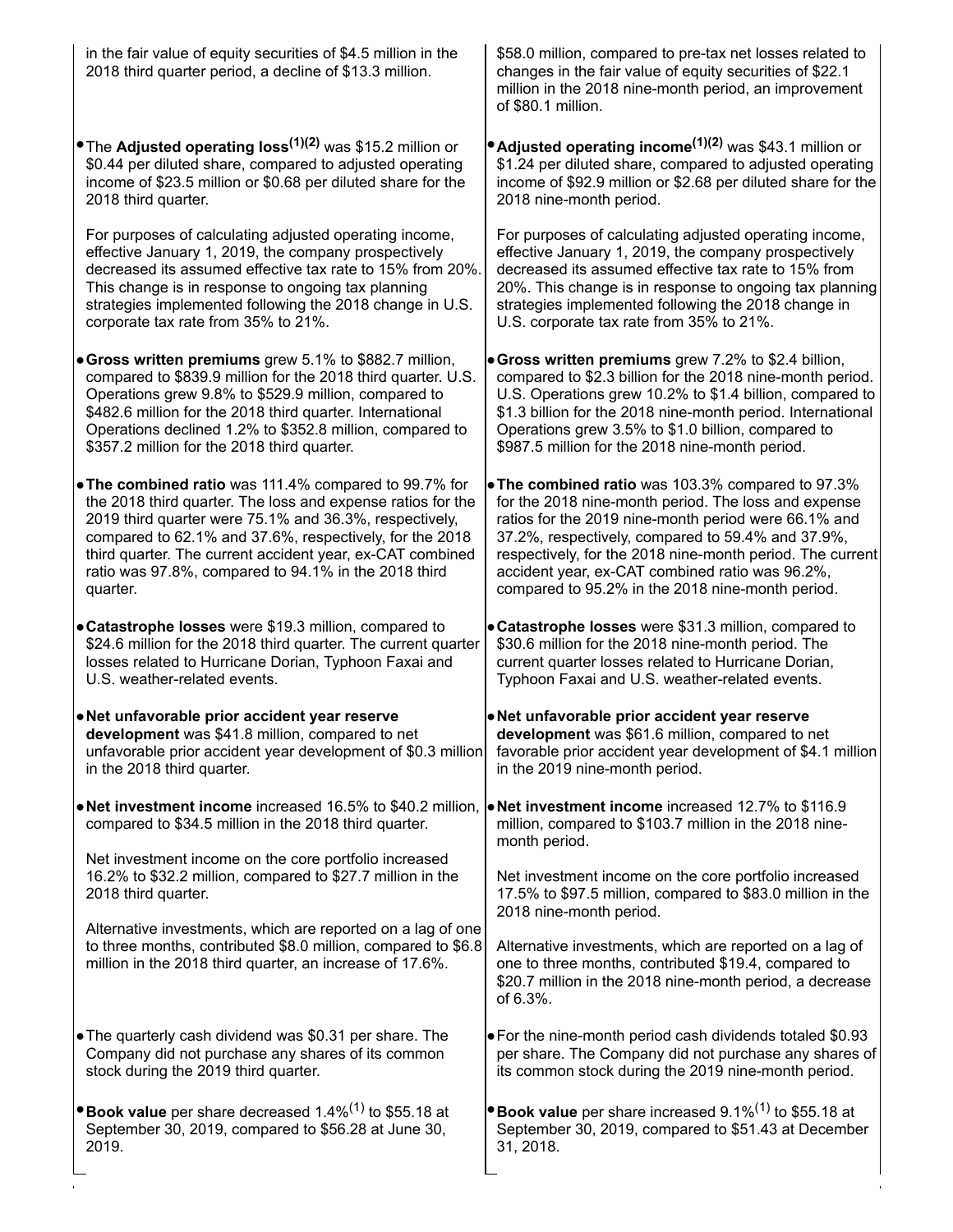in the fair value of equity securities of $4.5 million in the 2018 third quarter period, a decline of $13.3 million.

- The **Adjusted operating loss**[1][2] was $15.2 million or $0.44 per diluted share, compared to adjusted operating income of $23.5 million or $0.68 per diluted share for the 2018 third quarter.

  For purposes of calculating adjusted operating income, effective January 1, 2019, the company prospectively decreased its assumed effective tax rate to 15% from 20%. This change is in response to ongoing tax planning strategies implemented following the 2018 change in U.S. corporate tax rate from 35% to 21%.

- **Gross written premiums** grew 5.1% to $882.7 million, compared to $839.9 million for the 2018 third quarter. U.S. Operations grew 9.8% to $529.9 million, compared to $482.6 million for the 2018 third quarter. International Operations declined 1.2% to $352.8 million, compared to $357.2 million for the 2018 third quarter.

- **The combined ratio** was 111.4% compared to 99.7% for the 2018 third quarter. The loss and expense ratios for the 2019 third quarter were 75.1% and 36.3%, respectively, compared to 62.1% and 37.6%, respectively, for the 2018 third quarter. The current accident year, ex-CAT combined ratio was 97.8%, compared to 94.1% in the 2018 third quarter.

- **Catastrophe losses** were $19.3 million, compared to $24.6 million for the 2018 third quarter. The current quarter losses related to Hurricane Dorian, Typhoon Faxai and U.S. weather-related events.

- **Net unfavorable prior accident year reserve development** was $41.8 million, compared to net unfavorable prior accident year development of $0.3 million in the 2018 third quarter.

- **Net investment income** increased 16.5% to $40.2 million, compared to $34.5 million in the 2018 third quarter.

  Net investment income on the core portfolio increased 16.2% to $32.2 million, compared to $27.7 million in the 2018 third quarter.

  Alternative investments, which are reported on a lag of one to three months, contributed $8.0 million, compared to $6.8 million in the 2018 third quarter, an increase of 17.6%.

- The quarterly cash dividend was $0.31 per share. The Company did not purchase any shares of its common stock during the 2019 third quarter.

- **Book value** per share decreased 1.4%[1] to $55.18 at September 30, 2019, compared to $56.28 at June 30, 2019.

$58.0 million, compared to pre-tax net losses related to changes in the fair value of equity securities of $22.1 million in the 2018 nine-month period, an improvement of $80.1 million.

- **Adjusted operating income**[1][2] was $43.1 million or $1.24 per diluted share, compared to adjusted operating income of $92.9 million or $2.68 per diluted share for the 2018 nine-month period.

  For purposes of calculating adjusted operating income, effective January 1, 2019, the company prospectively decreased its assumed effective tax rate to 15% from 20%. This change is in response to ongoing tax planning strategies implemented following the 2018 change in U.S. corporate tax rate from 35% to 21%.

- **Gross written premiums** grew 7.2% to $2.4 billion, compared to $2.3 billion for the 2018 nine-month period. U.S. Operations grew 10.2% to $1.4 billion, compared to $1.3 billion for the 2018 nine-month period. International Operations grew 3.5% to $1.0 billion, compared to $987.5 million for the 2018 nine-month period.

- **The combined ratio** was 103.3% compared to 97.3% for the 2018 nine-month period. The loss and expense ratios for the 2019 nine-month period were 66.1% and 37.2%, respectively, compared to 59.4% and 37.9%, respectively, for the 2018 nine-month period. The current accident year, ex-CAT combined ratio was 96.2%, compared to 95.2% in the 2018 nine-month period.

- **Catastrophe losses** were $31.3 million, compared to $30.6 million for the 2018 nine-month period. The current quarter losses related to Hurricane Dorian, Typhoon Faxai and U.S. weather-related events.

- **Net unfavorable prior accident year reserve development** was $61.6 million, compared to net favorable prior accident year development of $4.1 million in the 2019 nine-month period.

- **Net investment income** increased 12.7% to $116.9 million, compared to $103.7 million in the 2018 nine-month period.

  Net investment income on the core portfolio increased 17.5% to $97.5 million, compared to $83.0 million in the 2018 nine-month period.

  Alternative investments, which are reported on a lag of one to three months, contributed $19.4, compared to $20.7 million in the 2018 nine-month period, a decrease of 6.3%.

- For the nine-month period cash dividends totaled $0.93 per share. The Company did not purchase any shares of its common stock during the 2019 nine-month period.

- **Book value** per share increased 9.1%[1] to $55.18 at September 30, 2019, compared to $51.43 at December 31, 2018.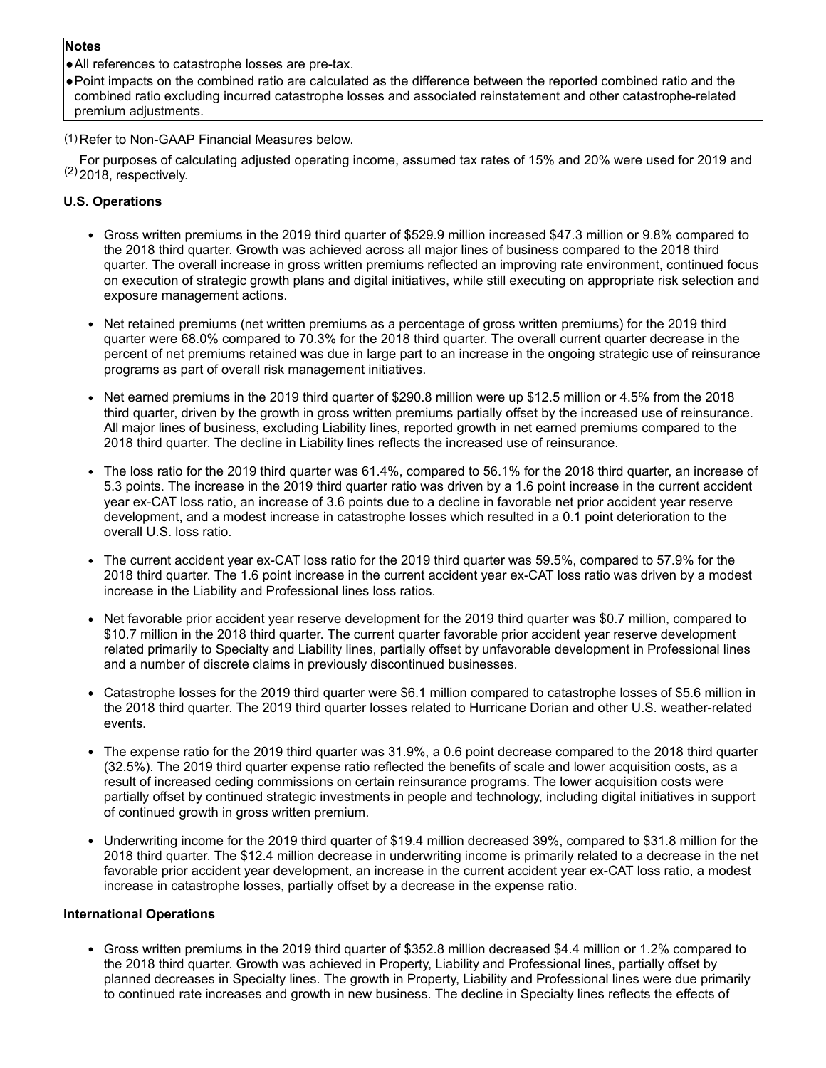**Notes**

- All references to catastrophe losses are pre-tax.
- Point impacts on the combined ratio are calculated as the difference between the reported combined ratio and the combined ratio excluding incurred catastrophe losses and associated reinstatement and other catastrophe-related premium adjustments.

(1) Refer to Non-GAAP Financial Measures below.

(2) For purposes of calculating adjusted operating income, assumed tax rates of 15% and 20% were used for 2019 and 2018, respectively.

**U.S. Operations**

- Gross written premiums in the 2019 third quarter of $529.9 million increased $47.3 million or 9.8% compared to the 2018 third quarter. Growth was achieved across all major lines of business compared to the 2018 third quarter. The overall increase in gross written premiums reflected an improving rate environment, continued focus on execution of strategic growth plans and digital initiatives, while still executing on appropriate risk selection and exposure management actions.

- Net retained premiums (net written premiums as a percentage of gross written premiums) for the 2019 third quarter were 68.0% compared to 70.3% for the 2018 third quarter. The overall current quarter decrease in the percent of net premiums retained was due in large part to an increase in the ongoing strategic use of reinsurance programs as part of overall risk management initiatives.

- Net earned premiums in the 2019 third quarter of $290.8 million were up $12.5 million or 4.5% from the 2018 third quarter, driven by the growth in gross written premiums partially offset by the increased use of reinsurance. All major lines of business, excluding Liability lines, reported growth in net earned premiums compared to the 2018 third quarter. The decline in Liability lines reflects the increased use of reinsurance.

- The loss ratio for the 2019 third quarter was 61.4%, compared to 56.1% for the 2018 third quarter, an increase of 5.3 points. The increase in the 2019 third quarter ratio was driven by a 1.6 point increase in the current accident year ex-CAT loss ratio, an increase of 3.6 points due to a decline in favorable net prior accident year reserve development, and a modest increase in catastrophe losses which resulted in a 0.1 point deterioration to the overall U.S. loss ratio.

- The current accident year ex-CAT loss ratio for the 2019 third quarter was 59.5%, compared to 57.9% for the 2018 third quarter. The 1.6 point increase in the current accident year ex-CAT loss ratio was driven by a modest increase in the Liability and Professional lines loss ratios.

- Net favorable prior accident year reserve development for the 2019 third quarter was $0.7 million, compared to $10.7 million in the 2018 third quarter. The current quarter favorable prior accident year reserve development related primarily to Specialty and Liability lines, partially offset by unfavorable development in Professional lines and a number of discrete claims in previously discontinued businesses.

- Catastrophe losses for the 2019 third quarter were $6.1 million compared to catastrophe losses of $5.6 million in the 2018 third quarter. The 2019 third quarter losses related to Hurricane Dorian and other U.S. weather-related events.

- The expense ratio for the 2019 third quarter was 31.9%, a 0.6 point decrease compared to the 2018 third quarter (32.5%). The 2019 third quarter expense ratio reflected the benefits of scale and lower acquisition costs, as a result of increased ceding commissions on certain reinsurance programs. The lower acquisition costs were partially offset by continued strategic investments in people and technology, including digital initiatives in support of continued growth in gross written premium.

- Underwriting income for the 2019 third quarter of $19.4 million decreased 39%, compared to $31.8 million for the 2018 third quarter. The $12.4 million decrease in underwriting income is primarily related to a decrease in the net favorable prior accident year development, an increase in the current accident year ex-CAT loss ratio, a modest increase in catastrophe losses, partially offset by a decrease in the expense ratio.

**International Operations**

- Gross written premiums in the 2019 third quarter of $352.8 million decreased $4.4 million or 1.2% compared to the 2018 third quarter. Growth was achieved in Property, Liability and Professional lines, partially offset by planned decreases in Specialty lines. The growth in Property, Liability and Professional lines were due primarily to continued rate increases and growth in new business. The decline in Specialty lines reflects the effects of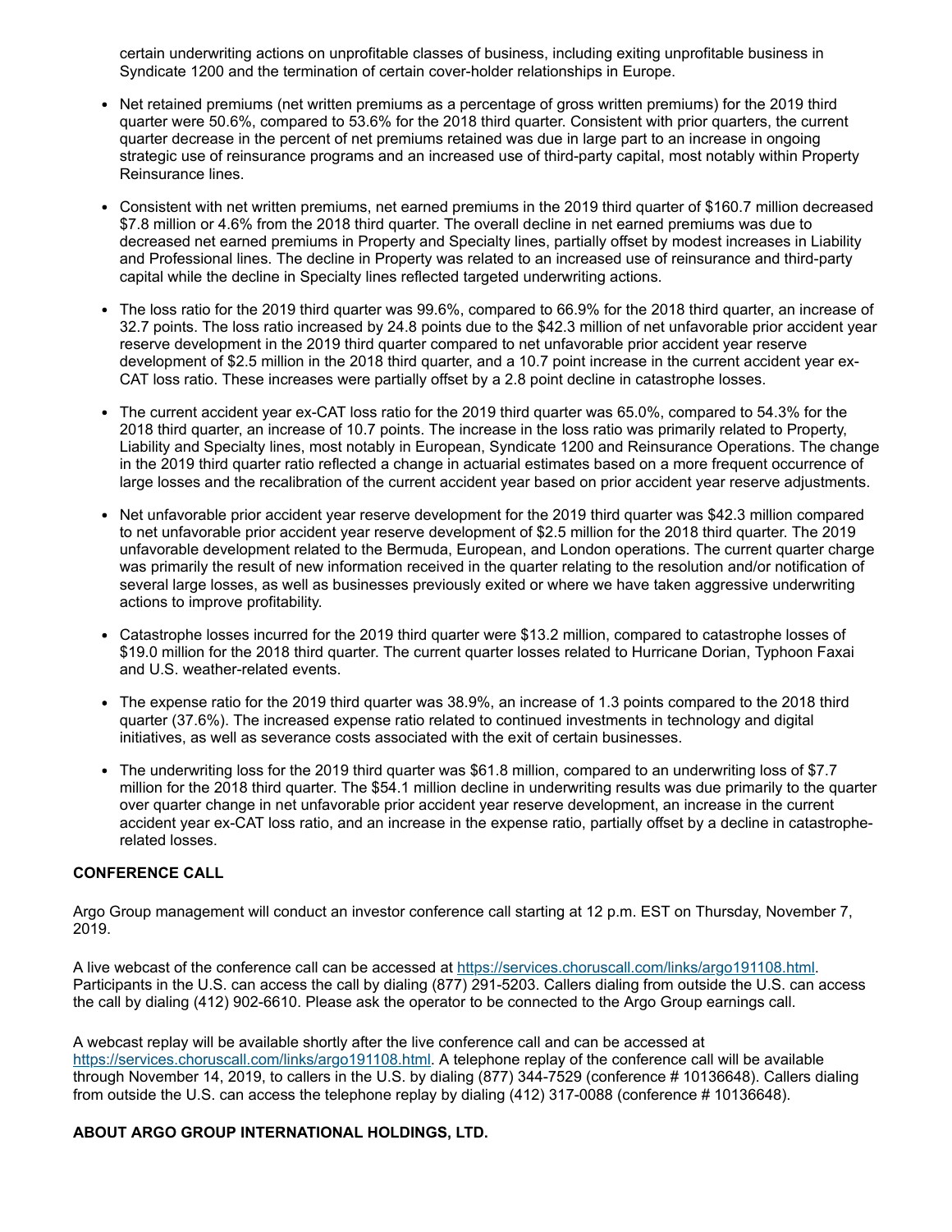certain underwriting actions on unprofitable classes of business, including exiting unprofitable business in Syndicate 1200 and the termination of certain cover-holder relationships in Europe.

- Net retained premiums (net written premiums as a percentage of gross written premiums) for the 2019 third quarter were 50.6%, compared to 53.6% for the 2018 third quarter. Consistent with prior quarters, the current quarter decrease in the percent of net premiums retained was due in large part to an increase in ongoing strategic use of reinsurance programs and an increased use of third-party capital, most notably within Property Reinsurance lines.
- Consistent with net written premiums, net earned premiums in the 2019 third quarter of $160.7 million decreased $7.8 million or 4.6% from the 2018 third quarter. The overall decline in net earned premiums was due to decreased net earned premiums in Property and Specialty lines, partially offset by modest increases in Liability and Professional lines. The decline in Property was related to an increased use of reinsurance and third-party capital while the decline in Specialty lines reflected targeted underwriting actions.
- The loss ratio for the 2019 third quarter was 99.6%, compared to 66.9% for the 2018 third quarter, an increase of 32.7 points. The loss ratio increased by 24.8 points due to the $42.3 million of net unfavorable prior accident year reserve development in the 2019 third quarter compared to net unfavorable prior accident year reserve development of $2.5 million in the 2018 third quarter, and a 10.7 point increase in the current accident year ex-CAT loss ratio. These increases were partially offset by a 2.8 point decline in catastrophe losses.
- The current accident year ex-CAT loss ratio for the 2019 third quarter was 65.0%, compared to 54.3% for the 2018 third quarter, an increase of 10.7 points. The increase in the loss ratio was primarily related to Property, Liability and Specialty lines, most notably in European, Syndicate 1200 and Reinsurance Operations. The change in the 2019 third quarter ratio reflected a change in actuarial estimates based on a more frequent occurrence of large losses and the recalibration of the current accident year based on prior accident year reserve adjustments.
- Net unfavorable prior accident year reserve development for the 2019 third quarter was $42.3 million compared to net unfavorable prior accident year reserve development of $2.5 million for the 2018 third quarter. The 2019 unfavorable development related to the Bermuda, European, and London operations. The current quarter charge was primarily the result of new information received in the quarter relating to the resolution and/or notification of several large losses, as well as businesses previously exited or where we have taken aggressive underwriting actions to improve profitability.
- Catastrophe losses incurred for the 2019 third quarter were $13.2 million, compared to catastrophe losses of $19.0 million for the 2018 third quarter. The current quarter losses related to Hurricane Dorian, Typhoon Faxai and U.S. weather-related events.
- The expense ratio for the 2019 third quarter was 38.9%, an increase of 1.3 points compared to the 2018 third quarter (37.6%). The increased expense ratio related to continued investments in technology and digital initiatives, as well as severance costs associated with the exit of certain businesses.
- The underwriting loss for the 2019 third quarter was $61.8 million, compared to an underwriting loss of $7.7 million for the 2018 third quarter. The $54.1 million decline in underwriting results was due primarily to the quarter over quarter change in net unfavorable prior accident year reserve development, an increase in the current accident year ex-CAT loss ratio, and an increase in the expense ratio, partially offset by a decline in catastrophe-related losses.

**CONFERENCE CALL**

Argo Group management will conduct an investor conference call starting at 12 p.m. EST on Thursday, November 7, 2019.

A live webcast of the conference call can be accessed at https://services.choruscall.com/links/argo191108.html. Participants in the U.S. can access the call by dialing (877) 291-5203. Callers dialing from outside the U.S. can access the call by dialing (412) 902-6610. Please ask the operator to be connected to the Argo Group earnings call.

A webcast replay will be available shortly after the live conference call and can be accessed at https://services.choruscall.com/links/argo191108.html. A telephone replay of the conference call will be available through November 14, 2019, to callers in the U.S. by dialing (877) 344-7529 (conference # 10136648). Callers dialing from outside the U.S. can access the telephone replay by dialing (412) 317-0088 (conference # 10136648).

**ABOUT ARGO GROUP INTERNATIONAL HOLDINGS, LTD.**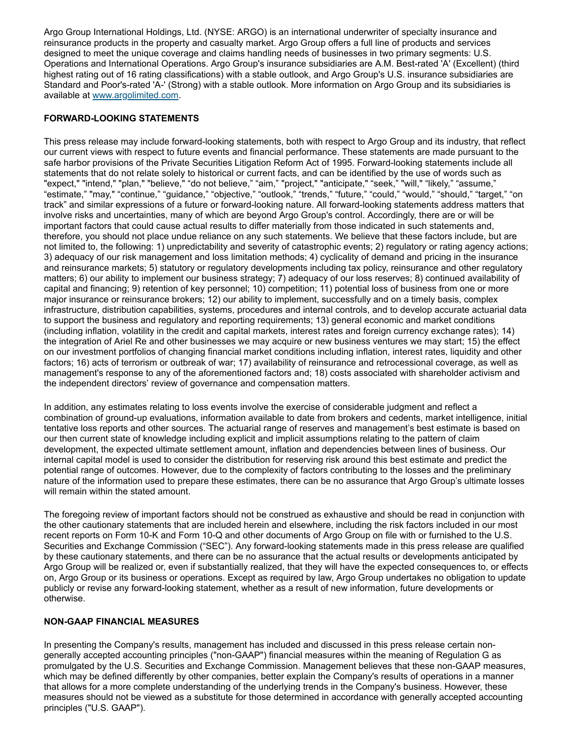Argo Group International Holdings, Ltd. (NYSE: ARGO) is an international underwriter of specialty insurance and reinsurance products in the property and casualty market. Argo Group offers a full line of products and services designed to meet the unique coverage and claims handling needs of businesses in two primary segments: U.S. Operations and International Operations. Argo Group's insurance subsidiaries are A.M. Best-rated 'A' (Excellent) (third highest rating out of 16 rating classifications) with a stable outlook, and Argo Group's U.S. insurance subsidiaries are Standard and Poor's-rated 'A-' (Strong) with a stable outlook. More information on Argo Group and its subsidiaries is available at [www.argolimited.com](http://www.argolimited.com).

**FORWARD-LOOKING STATEMENTS**

This press release may include forward-looking statements, both with respect to Argo Group and its industry, that reflect our current views with respect to future events and financial performance. These statements are made pursuant to the safe harbor provisions of the Private Securities Litigation Reform Act of 1995. Forward-looking statements include all statements that do not relate solely to historical or current facts, and can be identified by the use of words such as "expect," "intend," "plan," "believe," "do not believe," "aim," "project," "anticipate," "seek," "will," "likely," "assume," "estimate," "may," "continue," "guidance," "objective," "outlook," "trends," "future," "could," "would," "should," "target," "on track" and similar expressions of a future or forward-looking nature. All forward-looking statements address matters that involve risks and uncertainties, many of which are beyond Argo Group's control. Accordingly, there are or will be important factors that could cause actual results to differ materially from those indicated in such statements and, therefore, you should not place undue reliance on any such statements. We believe that these factors include, but are not limited to, the following: 1) unpredictability and severity of catastrophic events; 2) regulatory or rating agency actions; 3) adequacy of our risk management and loss limitation methods; 4) cyclicality of demand and pricing in the insurance and reinsurance markets; 5) statutory or regulatory developments including tax policy, reinsurance and other regulatory matters; 6) our ability to implement our business strategy; 7) adequacy of our loss reserves; 8) continued availability of capital and financing; 9) retention of key personnel; 10) competition; 11) potential loss of business from one or more major insurance or reinsurance brokers; 12) our ability to implement, successfully and on a timely basis, complex infrastructure, distribution capabilities, systems, procedures and internal controls, and to develop accurate actuarial data to support the business and regulatory and reporting requirements; 13) general economic and market conditions (including inflation, volatility in the credit and capital markets, interest rates and foreign currency exchange rates); 14) the integration of Ariel Re and other businesses we may acquire or new business ventures we may start; 15) the effect on our investment portfolios of changing financial market conditions including inflation, interest rates, liquidity and other factors; 16) acts of terrorism or outbreak of war; 17) availability of reinsurance and retrocessional coverage, as well as management's response to any of the aforementioned factors and; 18) costs associated with shareholder activism and the independent directors' review of governance and compensation matters.

In addition, any estimates relating to loss events involve the exercise of considerable judgment and reflect a combination of ground-up evaluations, information available to date from brokers and cedents, market intelligence, initial tentative loss reports and other sources. The actuarial range of reserves and management's best estimate is based on our then current state of knowledge including explicit and implicit assumptions relating to the pattern of claim development, the expected ultimate settlement amount, inflation and dependencies between lines of business. Our internal capital model is used to consider the distribution for reserving risk around this best estimate and predict the potential range of outcomes. However, due to the complexity of factors contributing to the losses and the preliminary nature of the information used to prepare these estimates, there can be no assurance that Argo Group's ultimate losses will remain within the stated amount.

The foregoing review of important factors should not be construed as exhaustive and should be read in conjunction with the other cautionary statements that are included herein and elsewhere, including the risk factors included in our most recent reports on Form 10-K and Form 10-Q and other documents of Argo Group on file with or furnished to the U.S. Securities and Exchange Commission ("SEC"). Any forward-looking statements made in this press release are qualified by these cautionary statements, and there can be no assurance that the actual results or developments anticipated by Argo Group will be realized or, even if substantially realized, that they will have the expected consequences to, or effects on, Argo Group or its business or operations. Except as required by law, Argo Group undertakes no obligation to update publicly or revise any forward-looking statement, whether as a result of new information, future developments or otherwise.

**NON-GAAP FINANCIAL MEASURES**

In presenting the Company's results, management has included and discussed in this press release certain non-generally accepted accounting principles ("non-GAAP") financial measures within the meaning of Regulation G as promulgated by the U.S. Securities and Exchange Commission. Management believes that these non-GAAP measures, which may be defined differently by other companies, better explain the Company's results of operations in a manner that allows for a more complete understanding of the underlying trends in the Company's business. However, these measures should not be viewed as a substitute for those determined in accordance with generally accepted accounting principles ("U.S. GAAP").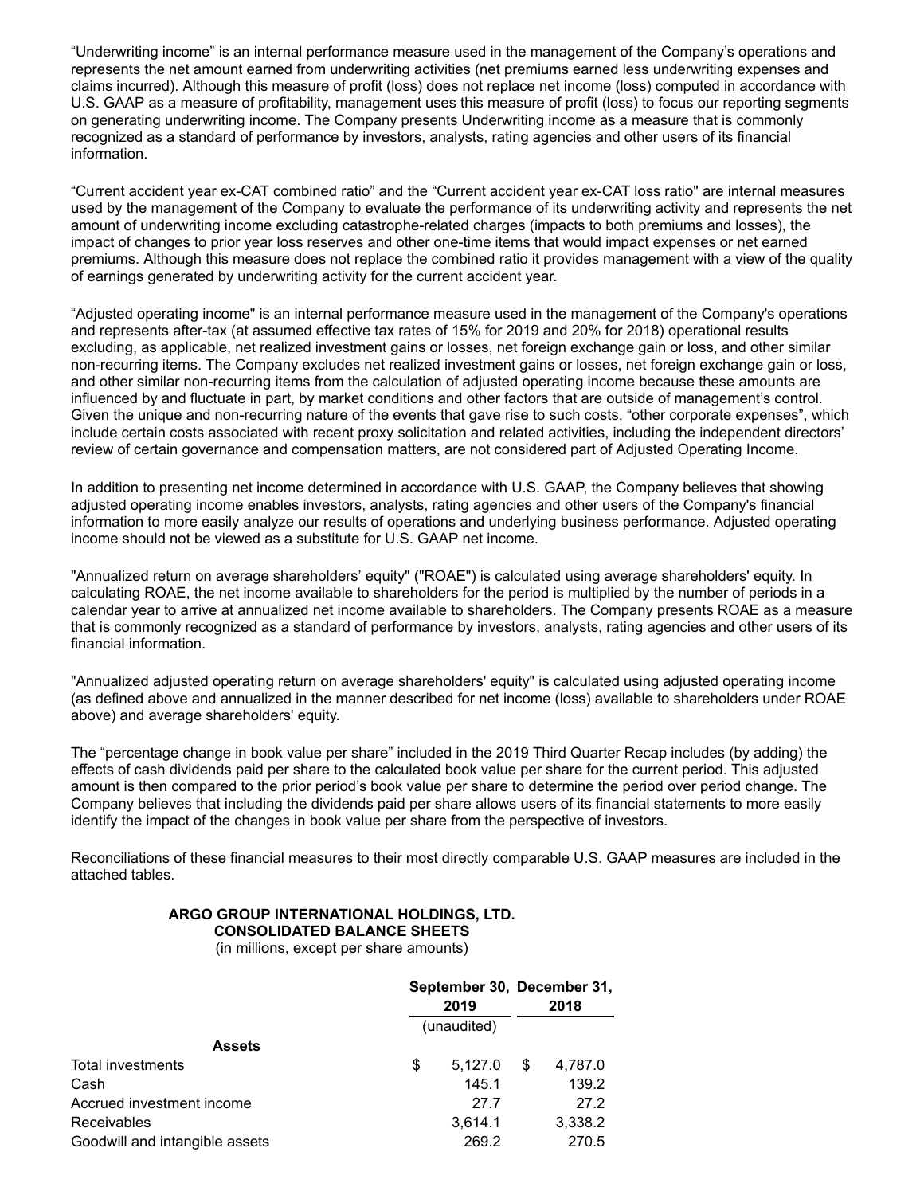“Underwriting income” is an internal performance measure used in the management of the Company’s operations and represents the net amount earned from underwriting activities (net premiums earned less underwriting expenses and claims incurred). Although this measure of profit (loss) does not replace net income (loss) computed in accordance with U.S. GAAP as a measure of profitability, management uses this measure of profit (loss) to focus our reporting segments on generating underwriting income. The Company presents Underwriting income as a measure that is commonly recognized as a standard of performance by investors, analysts, rating agencies and other users of its financial information.

“Current accident year ex-CAT combined ratio” and the “Current accident year ex-CAT loss ratio" are internal measures used by the management of the Company to evaluate the performance of its underwriting activity and represents the net amount of underwriting income excluding catastrophe-related charges (impacts to both premiums and losses), the impact of changes to prior year loss reserves and other one-time items that would impact expenses or net earned premiums. Although this measure does not replace the combined ratio it provides management with a view of the quality of earnings generated by underwriting activity for the current accident year.

“Adjusted operating income" is an internal performance measure used in the management of the Company's operations and represents after-tax (at assumed effective tax rates of 15% for 2019 and 20% for 2018) operational results excluding, as applicable, net realized investment gains or losses, net foreign exchange gain or loss, and other similar non-recurring items. The Company excludes net realized investment gains or losses, net foreign exchange gain or loss, and other similar non-recurring items from the calculation of adjusted operating income because these amounts are influenced by and fluctuate in part, by market conditions and other factors that are outside of management’s control. Given the unique and non-recurring nature of the events that gave rise to such costs, “other corporate expenses”, which include certain costs associated with recent proxy solicitation and related activities, including the independent directors’ review of certain governance and compensation matters, are not considered part of Adjusted Operating Income.

In addition to presenting net income determined in accordance with U.S. GAAP, the Company believes that showing adjusted operating income enables investors, analysts, rating agencies and other users of the Company's financial information to more easily analyze our results of operations and underlying business performance. Adjusted operating income should not be viewed as a substitute for U.S. GAAP net income.

"Annualized return on average shareholders’ equity" ("ROAE") is calculated using average shareholders' equity. In calculating ROAE, the net income available to shareholders for the period is multiplied by the number of periods in a calendar year to arrive at annualized net income available to shareholders. The Company presents ROAE as a measure that is commonly recognized as a standard of performance by investors, analysts, rating agencies and other users of its financial information.

"Annualized adjusted operating return on average shareholders' equity" is calculated using adjusted operating income (as defined above and annualized in the manner described for net income (loss) available to shareholders under ROAE above) and average shareholders' equity.

The “percentage change in book value per share” included in the 2019 Third Quarter Recap includes (by adding) the effects of cash dividends paid per share to the calculated book value per share for the current period. This adjusted amount is then compared to the prior period’s book value per share to determine the period over period change. The Company believes that including the dividends paid per share allows users of its financial statements to more easily identify the impact of the changes in book value per share from the perspective of investors.

Reconciliations of these financial measures to their most directly comparable U.S. GAAP measures are included in the attached tables.

**ARGO GROUP INTERNATIONAL HOLDINGS, LTD.**
**CONSOLIDATED BALANCE SHEETS**
(in millions, except per share amounts)

| | September 30, 2019 | December 31, 2018 |
|---|---|---|
| | (unaudited) | |
| **Assets** | | |
| Total investments | $ 5,127.0 | $ 4,787.0 |
| Cash | 145.1 | 139.2 |
| Accrued investment income | 27.7 | 27.2 |
| Receivables | 3,614.1 | 3,338.2 |
| Goodwill and intangible assets | 269.2 | 270.5 |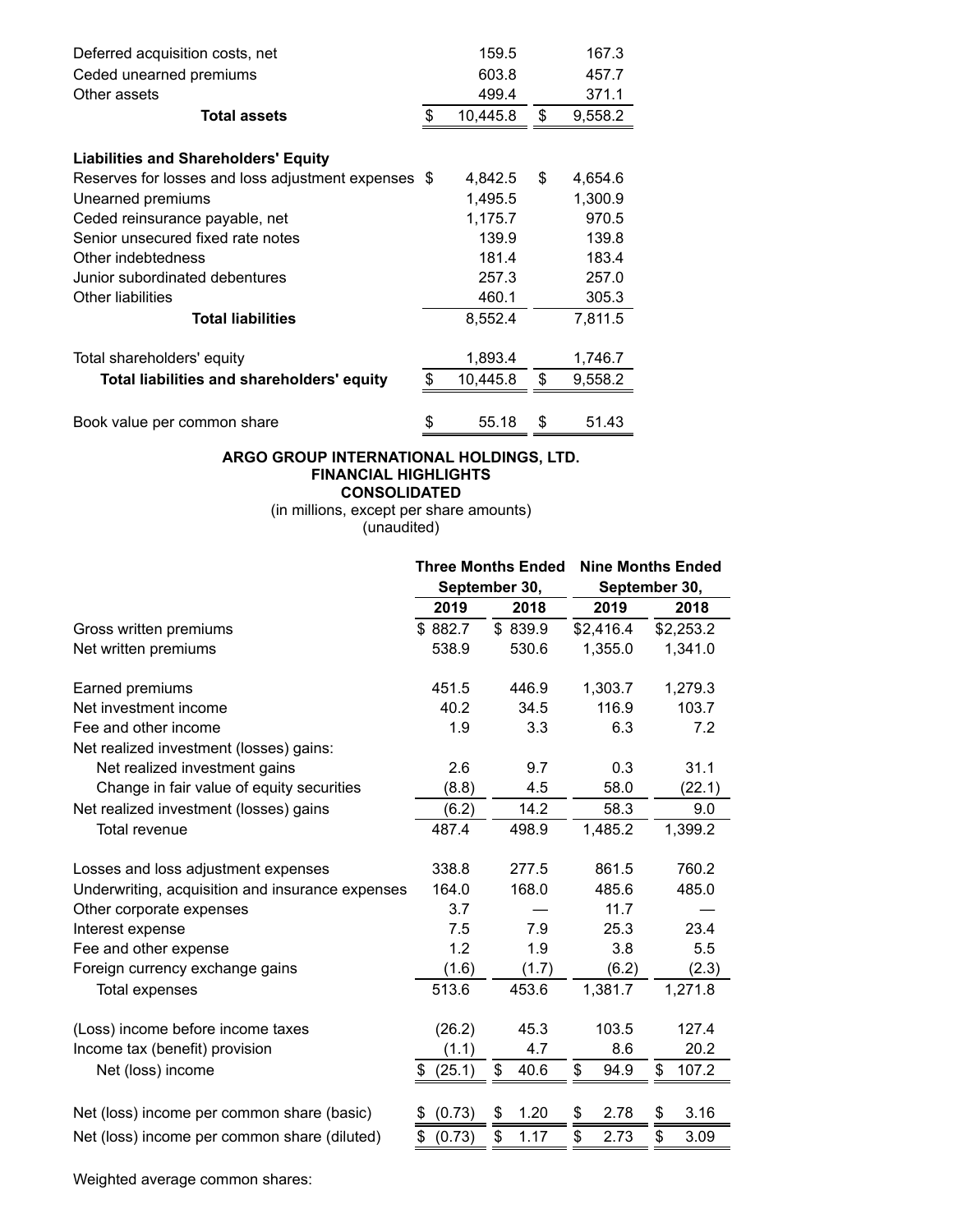| | | |
|---|---|---|
| Deferred acquisition costs, net | 159.5 | 167.3 |
| Ceded unearned premiums | 603.8 | 457.7 |
| Other assets | 499.4 | 371.1 |
| **Total assets** | $ 10,445.8 | $ 9,558.2 |
| | | |
| **Liabilities and Shareholders' Equity** | | |
| Reserves for losses and loss adjustment expenses | $ 4,842.5 | $ 4,654.6 |
| Unearned premiums | 1,495.5 | 1,300.9 |
| Ceded reinsurance payable, net | 1,175.7 | 970.5 |
| Senior unsecured fixed rate notes | 139.9 | 139.8 |
| Other indebtedness | 181.4 | 183.4 |
| Junior subordinated debentures | 257.3 | 257.0 |
| Other liabilities | 460.1 | 305.3 |
| **Total liabilities** | 8,552.4 | 7,811.5 |
| | | |
| Total shareholders' equity | 1,893.4 | 1,746.7 |
| **Total liabilities and shareholders' equity** | $ 10,445.8 | $ 9,558.2 |
| | | |
| Book value per common share | $ 55.18 | $ 51.43 |

**ARGO GROUP INTERNATIONAL HOLDINGS, LTD.**
**FINANCIAL HIGHLIGHTS**
**CONSOLIDATED**
(in millions, except per share amounts)
(unaudited)

| | Three Months Ended September 30, | | Nine Months Ended September 30, | |
|---|---|---|---|---|
| | **2019** | **2018** | **2019** | **2018** |
| Gross written premiums | $ 882.7 | $ 839.9 | $2,416.4 | $2,253.2 |
| Net written premiums | 538.9 | 530.6 | 1,355.0 | 1,341.0 |
| | | | | |
| Earned premiums | 451.5 | 446.9 | 1,303.7 | 1,279.3 |
| Net investment income | 40.2 | 34.5 | 116.9 | 103.7 |
| Fee and other income | 1.9 | 3.3 | 6.3 | 7.2 |
| Net realized investment (losses) gains: | | | | |
| Net realized investment gains | 2.6 | 9.7 | 0.3 | 31.1 |
| Change in fair value of equity securities | (8.8) | 4.5 | 58.0 | (22.1) |
| Net realized investment (losses) gains | (6.2) | 14.2 | 58.3 | 9.0 |
| Total revenue | 487.4 | 498.9 | 1,485.2 | 1,399.2 |
| | | | | |
| Losses and loss adjustment expenses | 338.8 | 277.5 | 861.5 | 760.2 |
| Underwriting, acquisition and insurance expenses | 164.0 | 168.0 | 485.6 | 485.0 |
| Other corporate expenses | 3.7 | — | 11.7 | — |
| Interest expense | 7.5 | 7.9 | 25.3 | 23.4 |
| Fee and other expense | 1.2 | 1.9 | 3.8 | 5.5 |
| Foreign currency exchange gains | (1.6) | (1.7) | (6.2) | (2.3) |
| Total expenses | 513.6 | 453.6 | 1,381.7 | 1,271.8 |
| | | | | |
| (Loss) income before income taxes | (26.2) | 45.3 | 103.5 | 127.4 |
| Income tax (benefit) provision | (1.1) | 4.7 | 8.6 | 20.2 |
| Net (loss) income | $ (25.1) | $ 40.6 | $ 94.9 | $ 107.2 |
| | | | | |
| Net (loss) income per common share (basic) | $ (0.73) | $ 1.20 | $ 2.78 | $ 3.16 |
| Net (loss) income per common share (diluted) | $ (0.73) | $ 1.17 | $ 2.73 | $ 3.09 |
| | | | | |
| Weighted average common shares: | | | | |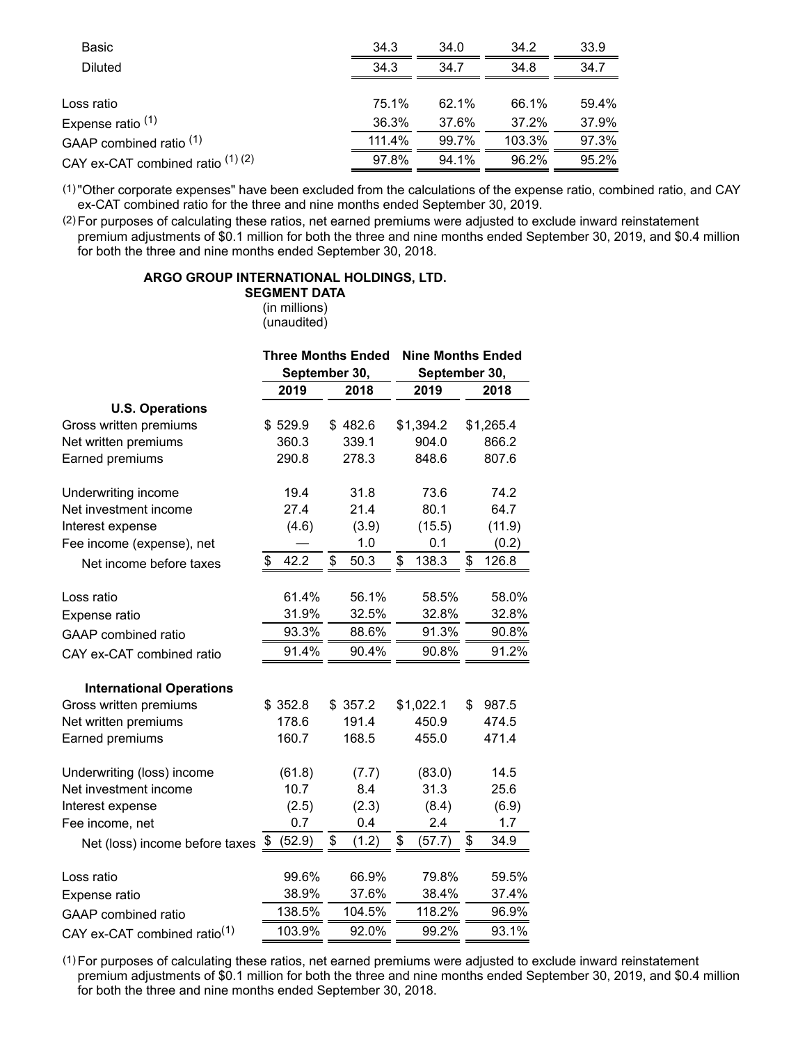| | | | | |
|---|---|---|---|---|
| Basic | 34.3 | 34.0 | 34.2 | 33.9 |
| Diluted | 34.3 | 34.7 | 34.8 | 34.7 |
| | | | | |
| Loss ratio | 75.1% | 62.1% | 66.1% | 59.4% |
| Expense ratio (1) | 36.3% | 37.6% | 37.2% | 37.9% |
| GAAP combined ratio (1) | 111.4% | 99.7% | 103.3% | 97.3% |
| CAY ex-CAT combined ratio (1) (2) | 97.8% | 94.1% | 96.2% | 95.2% |

(1) "Other corporate expenses" have been excluded from the calculations of the expense ratio, combined ratio, and CAY ex-CAT combined ratio for the three and nine months ended September 30, 2019.

(2) For purposes of calculating these ratios, net earned premiums were adjusted to exclude inward reinstatement premium adjustments of $0.1 million for both the three and nine months ended September 30, 2019, and $0.4 million for both the three and nine months ended September 30, 2018.

**ARGO GROUP INTERNATIONAL HOLDINGS, LTD.**
**SEGMENT DATA**
(in millions)
(unaudited)

| | Three Months Ended September 30, | | Nine Months Ended September 30, | |
|---|---|---|---|---|
| | 2019 | 2018 | 2019 | 2018 |
| **U.S. Operations** | | | | |
| Gross written premiums | $ 529.9 | $ 482.6 | $1,394.2 | $1,265.4 |
| Net written premiums | 360.3 | 339.1 | 904.0 | 866.2 |
| Earned premiums | 290.8 | 278.3 | 848.6 | 807.6 |
| | | | | |
| Underwriting income | 19.4 | 31.8 | 73.6 | 74.2 |
| Net investment income | 27.4 | 21.4 | 80.1 | 64.7 |
| Interest expense | (4.6) | (3.9) | (15.5) | (11.9) |
| Fee income (expense), net | — | 1.0 | 0.1 | (0.2) |
| Net income before taxes | $ 42.2 | $ 50.3 | $ 138.3 | $ 126.8 |
| | | | | |
| Loss ratio | 61.4% | 56.1% | 58.5% | 58.0% |
| Expense ratio | 31.9% | 32.5% | 32.8% | 32.8% |
| GAAP combined ratio | 93.3% | 88.6% | 91.3% | 90.8% |
| CAY ex-CAT combined ratio | 91.4% | 90.4% | 90.8% | 91.2% |
| | | | | |
| **International Operations** | | | | |
| Gross written premiums | $ 352.8 | $ 357.2 | $1,022.1 | $ 987.5 |
| Net written premiums | 178.6 | 191.4 | 450.9 | 474.5 |
| Earned premiums | 160.7 | 168.5 | 455.0 | 471.4 |
| | | | | |
| Underwriting (loss) income | (61.8) | (7.7) | (83.0) | 14.5 |
| Net investment income | 10.7 | 8.4 | 31.3 | 25.6 |
| Interest expense | (2.5) | (2.3) | (8.4) | (6.9) |
| Fee income, net | 0.7 | 0.4 | 2.4 | 1.7 |
| Net (loss) income before taxes | $ (52.9) | $ (1.2) | $ (57.7) | $ 34.9 |
| | | | | |
| Loss ratio | 99.6% | 66.9% | 79.8% | 59.5% |
| Expense ratio | 38.9% | 37.6% | 38.4% | 37.4% |
| GAAP combined ratio | 138.5% | 104.5% | 118.2% | 96.9% |
| CAY ex-CAT combined ratio(1) | 103.9% | 92.0% | 99.2% | 93.1% |

(1) For purposes of calculating these ratios, net earned premiums were adjusted to exclude inward reinstatement premium adjustments of $0.1 million for both the three and nine months ended September 30, 2019, and $0.4 million for both the three and nine months ended September 30, 2018.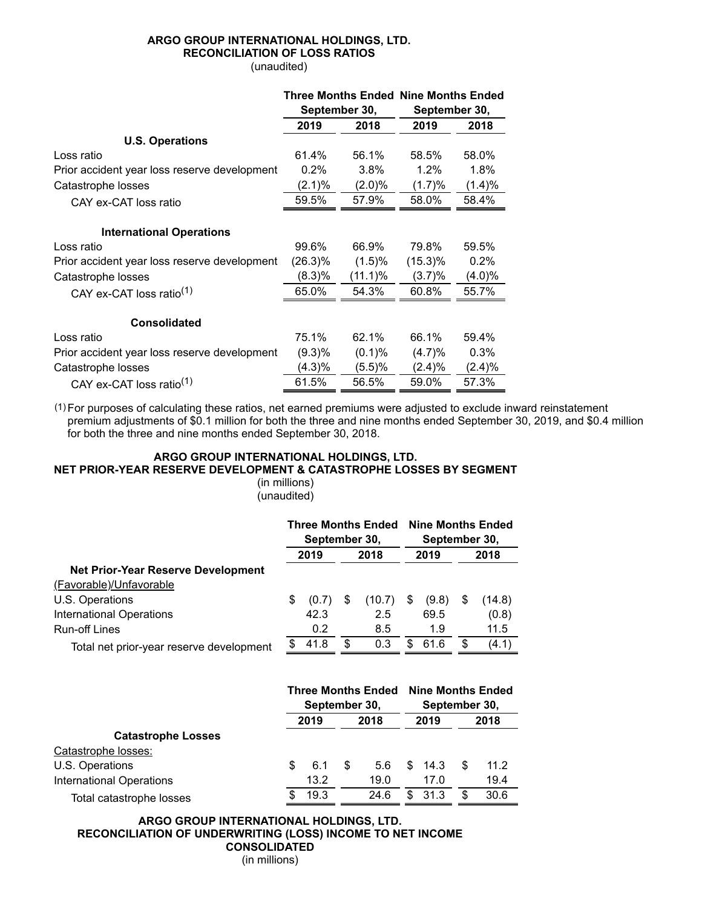**ARGO GROUP INTERNATIONAL HOLDINGS, LTD.**
**RECONCILIATION OF LOSS RATIOS**
(unaudited)

| | Three Months Ended September 30, | | Nine Months Ended September 30, | |
|---|---|---|---|---|
| | 2019 | 2018 | 2019 | 2018 |
| **U.S. Operations** | | | | |
| Loss ratio | 61.4% | 56.1% | 58.5% | 58.0% |
| Prior accident year loss reserve development | 0.2% | 3.8% | 1.2% | 1.8% |
| Catastrophe losses | (2.1)% | (2.0)% | (1.7)% | (1.4)% |
| CAY ex-CAT loss ratio | 59.5% | 57.9% | 58.0% | 58.4% |
| **International Operations** | | | | |
| Loss ratio | 99.6% | 66.9% | 79.8% | 59.5% |
| Prior accident year loss reserve development | (26.3)% | (1.5)% | (15.3)% | 0.2% |
| Catastrophe losses | (8.3)% | (11.1)% | (3.7)% | (4.0)% |
| CAY ex-CAT loss ratio[1] | 65.0% | 54.3% | 60.8% | 55.7% |
| **Consolidated** | | | | |
| Loss ratio | 75.1% | 62.1% | 66.1% | 59.4% |
| Prior accident year loss reserve development | (9.3)% | (0.1)% | (4.7)% | 0.3% |
| Catastrophe losses | (4.3)% | (5.5)% | (2.4)% | (2.4)% |
| CAY ex-CAT loss ratio[1] | 61.5% | 56.5% | 59.0% | 57.3% |

[1] For purposes of calculating these ratios, net earned premiums were adjusted to exclude inward reinstatement premium adjustments of $0.1 million for both the three and nine months ended September 30, 2019, and $0.4 million for both the three and nine months ended September 30, 2018.

**ARGO GROUP INTERNATIONAL HOLDINGS, LTD.**
**NET PRIOR-YEAR RESERVE DEVELOPMENT & CATASTROPHE LOSSES BY SEGMENT**
(in millions)
(unaudited)

| | Three Months Ended September 30, | | Nine Months Ended September 30, | |
|---|---|---|---|---|
| | 2019 | 2018 | 2019 | 2018 |
| **Net Prior-Year Reserve Development** | | | | |
| (Favorable)/Unfavorable | | | | |
| U.S. Operations | $ (0.7) | $ (10.7) | $ (9.8) | $ (14.8) |
| International Operations | 42.3 | 2.5 | 69.5 | (0.8) |
| Run-off Lines | 0.2 | 8.5 | 1.9 | 11.5 |
| Total net prior-year reserve development | $ 41.8 | $ 0.3 | $ 61.6 | $ (4.1) |

| | Three Months Ended September 30, | | Nine Months Ended September 30, | |
|---|---|---|---|---|
| | 2019 | 2018 | 2019 | 2018 |
| **Catastrophe Losses** | | | | |
| Catastrophe losses: | | | | |
| U.S. Operations | $ 6.1 | $ 5.6 | $ 14.3 | $ 11.2 |
| International Operations | 13.2 | 19.0 | 17.0 | 19.4 |
| Total catastrophe losses | $ 19.3 | 24.6 | $ 31.3 | $ 30.6 |

**ARGO GROUP INTERNATIONAL HOLDINGS, LTD.**
**RECONCILIATION OF UNDERWRITING (LOSS) INCOME TO NET INCOME**
**CONSOLIDATED**
(in millions)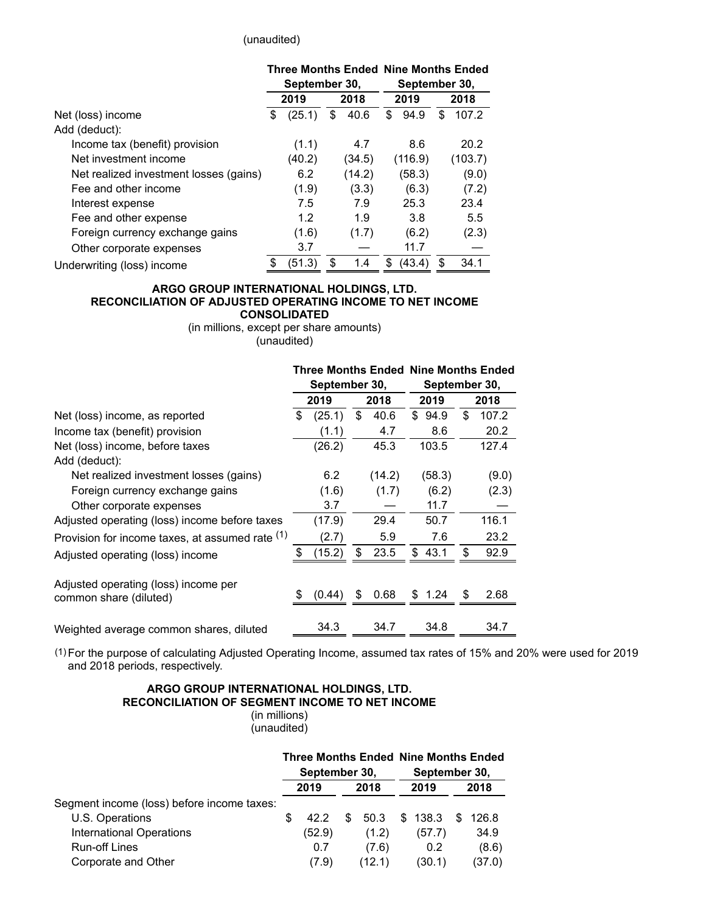(unaudited)

| | Three Months Ended September 30, | | Nine Months Ended September 30, | |
|---|---|---|---|---|
| | 2019 | 2018 | 2019 | 2018 |
| Net (loss) income | $ (25.1) | $ 40.6 | $ 94.9 | $ 107.2 |
| Add (deduct): | | | | |
| Income tax (benefit) provision | (1.1) | 4.7 | 8.6 | 20.2 |
| Net investment income | (40.2) | (34.5) | (116.9) | (103.7) |
| Net realized investment losses (gains) | 6.2 | (14.2) | (58.3) | (9.0) |
| Fee and other income | (1.9) | (3.3) | (6.3) | (7.2) |
| Interest expense | 7.5 | 7.9 | 25.3 | 23.4 |
| Fee and other expense | 1.2 | 1.9 | 3.8 | 5.5 |
| Foreign currency exchange gains | (1.6) | (1.7) | (6.2) | (2.3) |
| Other corporate expenses | 3.7 | — | 11.7 | — |
| Underwriting (loss) income | $ (51.3) | $ 1.4 | $ (43.4) | $ 34.1 |

**ARGO GROUP INTERNATIONAL HOLDINGS, LTD.**
**RECONCILIATION OF ADJUSTED OPERATING INCOME TO NET INCOME**
**CONSOLIDATED**
(in millions, except per share amounts)
(unaudited)

| | Three Months Ended September 30, | | Nine Months Ended September 30, | |
|---|---|---|---|---|
| | 2019 | 2018 | 2019 | 2018 |
| Net (loss) income, as reported | $ (25.1) | $ 40.6 | $ 94.9 | $ 107.2 |
| Income tax (benefit) provision | (1.1) | 4.7 | 8.6 | 20.2 |
| Net (loss) income, before taxes | (26.2) | 45.3 | 103.5 | 127.4 |
| Add (deduct): | | | | |
| Net realized investment losses (gains) | 6.2 | (14.2) | (58.3) | (9.0) |
| Foreign currency exchange gains | (1.6) | (1.7) | (6.2) | (2.3) |
| Other corporate expenses | 3.7 | — | 11.7 | — |
| Adjusted operating (loss) income before taxes | (17.9) | 29.4 | 50.7 | 116.1 |
| Provision for income taxes, at assumed rate (1) | (2.7) | 5.9 | 7.6 | 23.2 |
| Adjusted operating (loss) income | $ (15.2) | $ 23.5 | $ 43.1 | $ 92.9 |
| Adjusted operating (loss) income per common share (diluted) | $ (0.44) | $ 0.68 | $ 1.24 | $ 2.68 |
| Weighted average common shares, diluted | 34.3 | 34.7 | 34.8 | 34.7 |

(1) For the purpose of calculating Adjusted Operating Income, assumed tax rates of 15% and 20% were used for 2019 and 2018 periods, respectively.

**ARGO GROUP INTERNATIONAL HOLDINGS, LTD.**
**RECONCILIATION OF SEGMENT INCOME TO NET INCOME**
(in millions)
(unaudited)

| | Three Months Ended September 30, | | Nine Months Ended September 30, | |
|---|---|---|---|---|
| | 2019 | 2018 | 2019 | 2018 |
| Segment income (loss) before income taxes: | | | | |
| U.S. Operations | $ 42.2 | $ 50.3 | $ 138.3 | $ 126.8 |
| International Operations | (52.9) | (1.2) | (57.7) | 34.9 |
| Run-off Lines | 0.7 | (7.6) | 0.2 | (8.6) |
| Corporate and Other | (7.9) | (12.1) | (30.1) | (37.0) |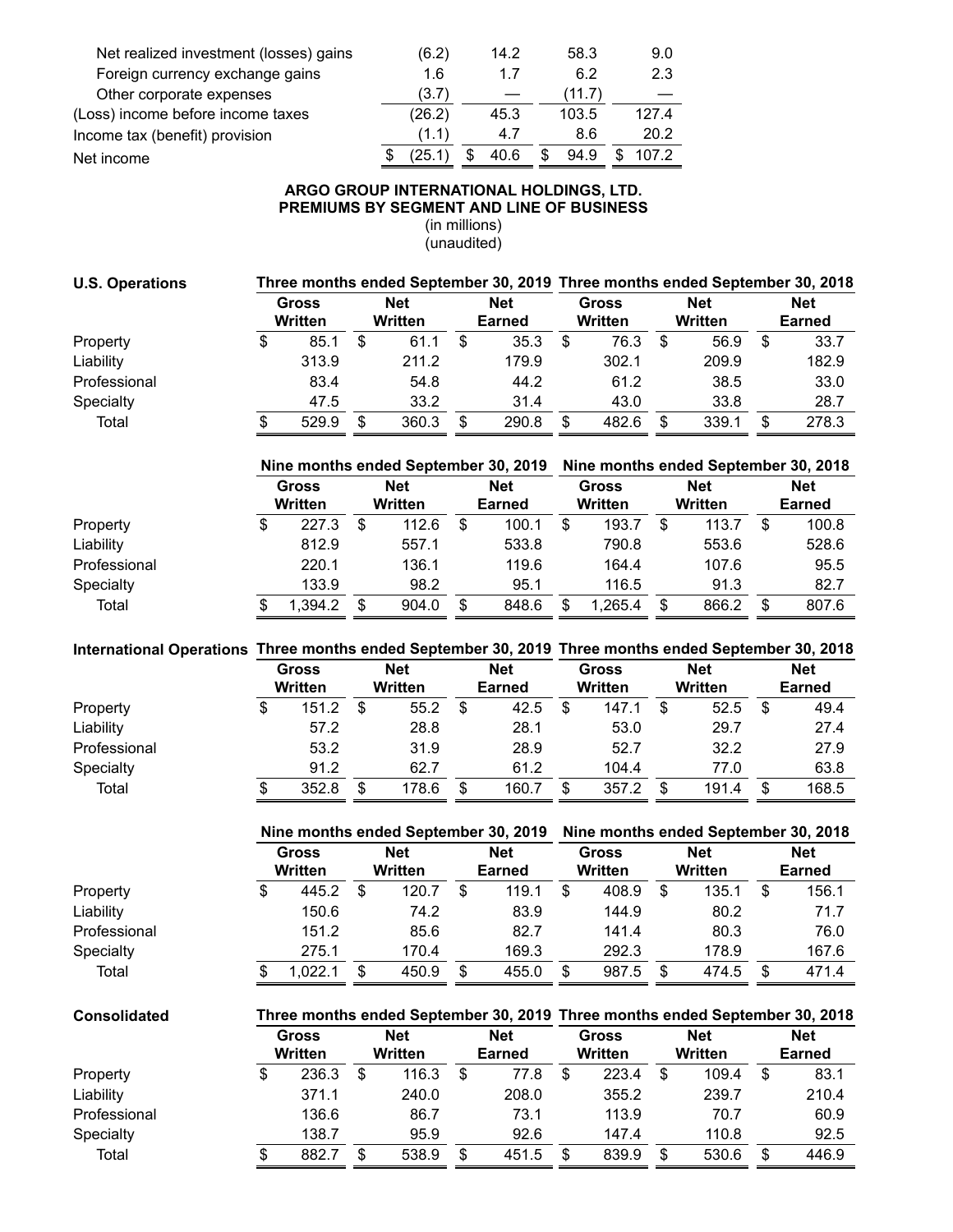| | | | | |
|---|---|---|---|---|
| Net realized investment (losses) gains | (6.2) | 14.2 | 58.3 | 9.0 |
| Foreign currency exchange gains | 1.6 | 1.7 | 6.2 | 2.3 |
| Other corporate expenses | (3.7) | — | (11.7) | — |
| (Loss) income before income taxes | (26.2) | 45.3 | 103.5 | 127.4 |
| Income tax (benefit) provision | (1.1) | 4.7 | 8.6 | 20.2 |
| Net income | $ (25.1) | $ 40.6 | $ 94.9 | $ 107.2 |

**ARGO GROUP INTERNATIONAL HOLDINGS, LTD.**
**PREMIUMS BY SEGMENT AND LINE OF BUSINESS**
(in millions)
(unaudited)

| **U.S. Operations** | **Three months ended September 30, 2019** | | | **Three months ended September 30, 2018** | | |
|---|---|---|---|---|---|---|
| | **Gross Written** | **Net Written** | **Net Earned** | **Gross Written** | **Net Written** | **Net Earned** |
| Property | $ 85.1 | $ 61.1 | $ 35.3 | $ 76.3 | $ 56.9 | $ 33.7 |
| Liability | 313.9 | 211.2 | 179.9 | 302.1 | 209.9 | 182.9 |
| Professional | 83.4 | 54.8 | 44.2 | 61.2 | 38.5 | 33.0 |
| Specialty | 47.5 | 33.2 | 31.4 | 43.0 | 33.8 | 28.7 |
| Total | $ 529.9 | $ 360.3 | $ 290.8 | $ 482.6 | $ 339.1 | $ 278.3 |

| | **Nine months ended September 30, 2019** | | | **Nine months ended September 30, 2018** | | |
|---|---|---|---|---|---|---|
| | **Gross Written** | **Net Written** | **Net Earned** | **Gross Written** | **Net Written** | **Net Earned** |
| Property | $ 227.3 | $ 112.6 | $ 100.1 | $ 193.7 | $ 113.7 | $ 100.8 |
| Liability | 812.9 | 557.1 | 533.8 | 790.8 | 553.6 | 528.6 |
| Professional | 220.1 | 136.1 | 119.6 | 164.4 | 107.6 | 95.5 |
| Specialty | 133.9 | 98.2 | 95.1 | 116.5 | 91.3 | 82.7 |
| Total | $ 1,394.2 | $ 904.0 | $ 848.6 | $ 1,265.4 | $ 866.2 | $ 807.6 |

| **International Operations** | **Three months ended September 30, 2019** | | | **Three months ended September 30, 2018** | | |
|---|---|---|---|---|---|---|
| | **Gross Written** | **Net Written** | **Net Earned** | **Gross Written** | **Net Written** | **Net Earned** |
| Property | $ 151.2 | $ 55.2 | $ 42.5 | $ 147.1 | $ 52.5 | $ 49.4 |
| Liability | 57.2 | 28.8 | 28.1 | 53.0 | 29.7 | 27.4 |
| Professional | 53.2 | 31.9 | 28.9 | 52.7 | 32.2 | 27.9 |
| Specialty | 91.2 | 62.7 | 61.2 | 104.4 | 77.0 | 63.8 |
| Total | $ 352.8 | $ 178.6 | $ 160.7 | $ 357.2 | $ 191.4 | $ 168.5 |

| | **Nine months ended September 30, 2019** | | | **Nine months ended September 30, 2018** | | |
|---|---|---|---|---|---|---|
| | **Gross Written** | **Net Written** | **Net Earned** | **Gross Written** | **Net Written** | **Net Earned** |
| Property | $ 445.2 | $ 120.7 | $ 119.1 | $ 408.9 | $ 135.1 | $ 156.1 |
| Liability | 150.6 | 74.2 | 83.9 | 144.9 | 80.2 | 71.7 |
| Professional | 151.2 | 85.6 | 82.7 | 141.4 | 80.3 | 76.0 |
| Specialty | 275.1 | 170.4 | 169.3 | 292.3 | 178.9 | 167.6 |
| Total | $ 1,022.1 | $ 450.9 | $ 455.0 | $ 987.5 | $ 474.5 | $ 471.4 |

| **Consolidated** | **Three months ended September 30, 2019** | | | **Three months ended September 30, 2018** | | |
|---|---|---|---|---|---|---|
| | **Gross Written** | **Net Written** | **Net Earned** | **Gross Written** | **Net Written** | **Net Earned** |
| Property | $ 236.3 | $ 116.3 | $ 77.8 | $ 223.4 | $ 109.4 | $ 83.1 |
| Liability | 371.1 | 240.0 | 208.0 | 355.2 | 239.7 | 210.4 |
| Professional | 136.6 | 86.7 | 73.1 | 113.9 | 70.7 | 60.9 |
| Specialty | 138.7 | 95.9 | 92.6 | 147.4 | 110.8 | 92.5 |
| Total | $ 882.7 | $ 538.9 | $ 451.5 | $ 839.9 | $ 530.6 | $ 446.9 |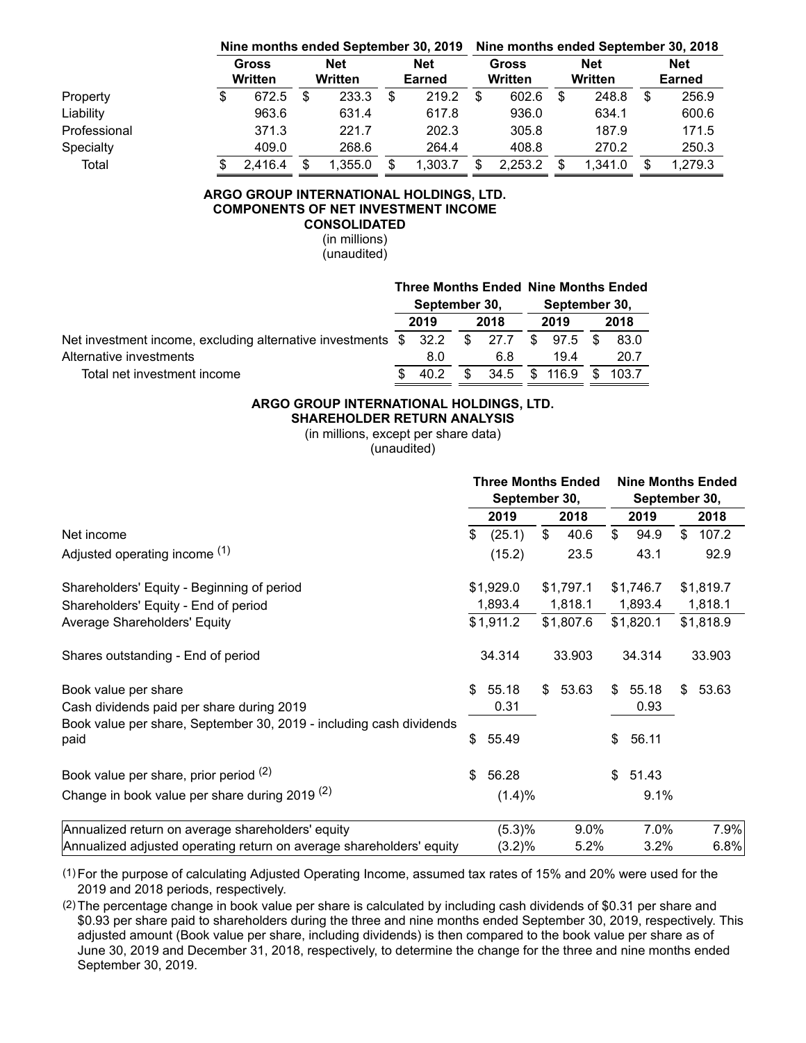| | Nine months ended September 30, 2019 | | | Nine months ended September 30, 2018 | | |
|---|---|---|---|---|---|---|
| | Gross Written | Net Written | Net Earned | Gross Written | Net Written | Net Earned |
| Property | $ 672.5 | $ 233.3 | $ 219.2 | $ 602.6 | $ 248.8 | $ 256.9 |
| Liability | 963.6 | 631.4 | 617.8 | 936.0 | 634.1 | 600.6 |
| Professional | 371.3 | 221.7 | 202.3 | 305.8 | 187.9 | 171.5 |
| Specialty | 409.0 | 268.6 | 264.4 | 408.8 | 270.2 | 250.3 |
| Total | $ 2,416.4 | $ 1,355.0 | $ 1,303.7 | $ 2,253.2 | $ 1,341.0 | $ 1,279.3 |

**ARGO GROUP INTERNATIONAL HOLDINGS, LTD.**
**COMPONENTS OF NET INVESTMENT INCOME**
**CONSOLIDATED**
(in millions)
(unaudited)

| | Three Months Ended September 30, | | Nine Months Ended September 30, | |
|---|---|---|---|---|
| | 2019 | 2018 | 2019 | 2018 |
| Net investment income, excluding alternative investments | $ 32.2 | $ 27.7 | $ 97.5 | $ 83.0 |
| Alternative investments | 8.0 | 6.8 | 19.4 | 20.7 |
| Total net investment income | $ 40.2 | $ 34.5 | $ 116.9 | $ 103.7 |

**ARGO GROUP INTERNATIONAL HOLDINGS, LTD.**
**SHAREHOLDER RETURN ANALYSIS**
(in millions, except per share data)
(unaudited)

| | Three Months Ended September 30, | | Nine Months Ended September 30, | |
|---|---|---|---|---|
| | 2019 | 2018 | 2019 | 2018 |
| Net income | $ (25.1) | $ 40.6 | $ 94.9 | $ 107.2 |
| Adjusted operating income (1) | (15.2) | 23.5 | 43.1 | 92.9 |
| Shareholders' Equity - Beginning of period | $1,929.0 | $1,797.1 | $1,746.7 | $1,819.7 |
| Shareholders' Equity - End of period | 1,893.4 | 1,818.1 | 1,893.4 | 1,818.1 |
| Average Shareholders' Equity | $1,911.2 | $1,807.6 | $1,820.1 | $1,818.9 |
| Shares outstanding - End of period | 34.314 | 33.903 | 34.314 | 33.903 |
| Book value per share | $ 55.18 | $ 53.63 | $ 55.18 | $ 53.63 |
| Cash dividends paid per share during 2019 | 0.31 | | 0.93 | |
| Book value per share, September 30, 2019 - including cash dividends paid | $ 55.49 | | $ 56.11 | |
| Book value per share, prior period (2) | $ 56.28 | | $ 51.43 | |
| Change in book value per share during 2019 (2) | (1.4)% | | 9.1% | |
| Annualized return on average shareholders' equity | (5.3)% | 9.0% | 7.0% | 7.9% |
| Annualized adjusted operating return on average shareholders' equity | (3.2)% | 5.2% | 3.2% | 6.8% |

(1) For the purpose of calculating Adjusted Operating Income, assumed tax rates of 15% and 20% were used for the 2019 and 2018 periods, respectively.

(2) The percentage change in book value per share is calculated by including cash dividends of $0.31 per share and $0.93 per share paid to shareholders during the three and nine months ended September 30, 2019, respectively. This adjusted amount (Book value per share, including dividends) is then compared to the book value per share as of June 30, 2019 and December 31, 2018, respectively, to determine the change for the three and nine months ended September 30, 2019.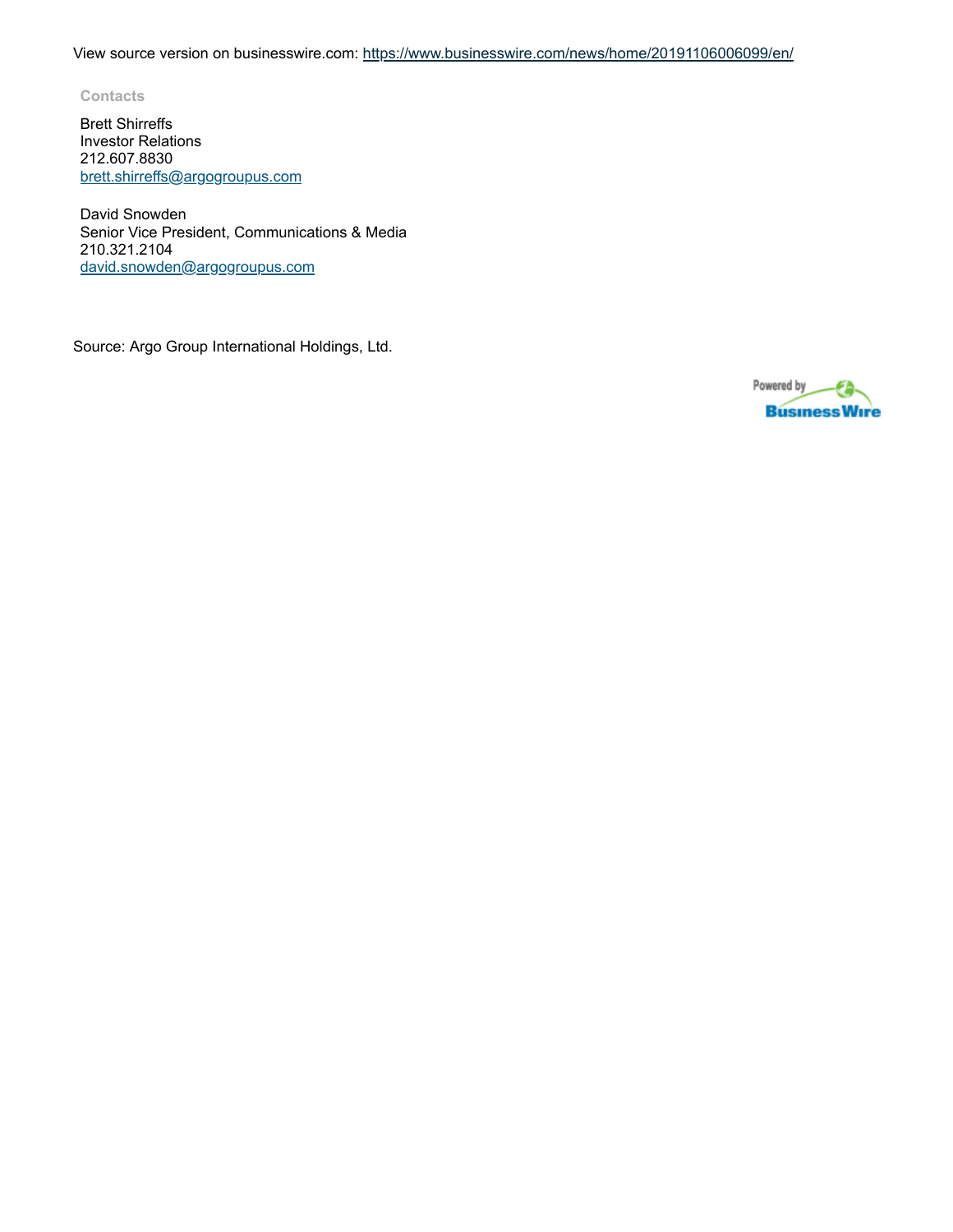View source version on businesswire.com: https://www.businesswire.com/news/home/20191106006099/en/

**Contacts**

Brett Shirreffs
Investor Relations
212.607.8830
brett.shirreffs@argogroupus.com

David Snowden
Senior Vice President, Communications & Media
210.321.2104
david.snowden@argogroupus.com

Source: Argo Group International Holdings, Ltd.